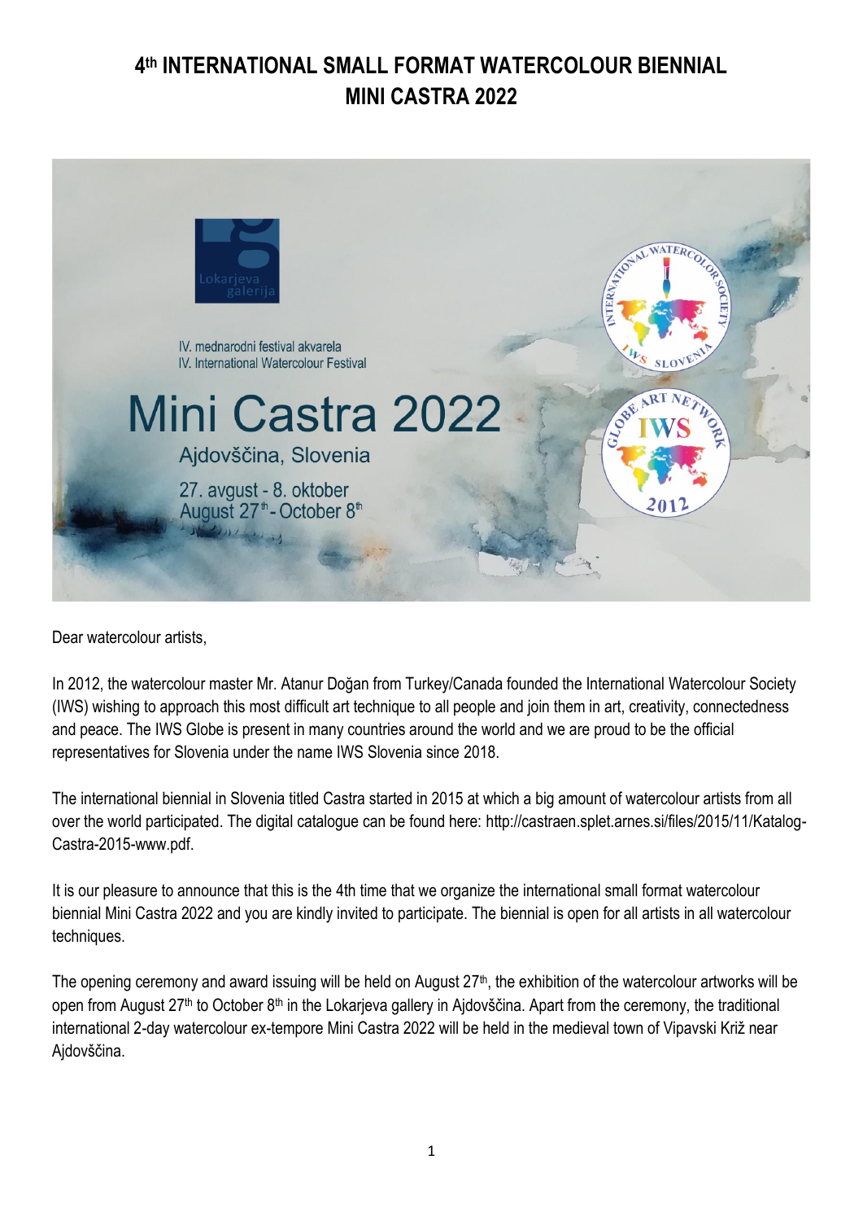# 4th INTERNATIONAL SMALL FORMAT WATERCOLOUR BIENNIAL MINI CASTRA 2022

Lokarjeva galerija

IV. mednarodni festival akvarela
IV. International Watercolour Festival

Mini Castra 2022

Ajdovščina, Slovenia

27. avgust - 8. oktober
August 27th - October 8th

INTERNATIONAL WATERCOLOR SOCIETY IWS SLOVENIA

GLOBE ART NETWORK IWS 2012

Dear watercolour artists,

In 2012, the watercolour master Mr. Atanur Doğan from Turkey/Canada founded the International Watercolour Society (IWS) wishing to approach this most difficult art technique to all people and join them in art, creativity, connectedness and peace. The IWS Globe is present in many countries around the world and we are proud to be the official representatives for Slovenia under the name IWS Slovenia since 2018.

The international biennial in Slovenia titled Castra started in 2015 at which a big amount of watercolour artists from all over the world participated. The digital catalogue can be found here: http://castraen.splet.arnes.si/files/2015/11/Katalog-Castra-2015-www.pdf.

It is our pleasure to announce that this is the 4th time that we organize the international small format watercolour biennial Mini Castra 2022 and you are kindly invited to participate. The biennial is open for all artists in all watercolour techniques.

The opening ceremony and award issuing will be held on August 27th, the exhibition of the watercolour artworks will be open from August 27th to October 8th in the Lokarjeva gallery in Ajdovščina. Apart from the ceremony, the traditional international 2-day watercolour ex-tempore Mini Castra 2022 will be held in the medieval town of Vipavski Križ near Ajdovščina.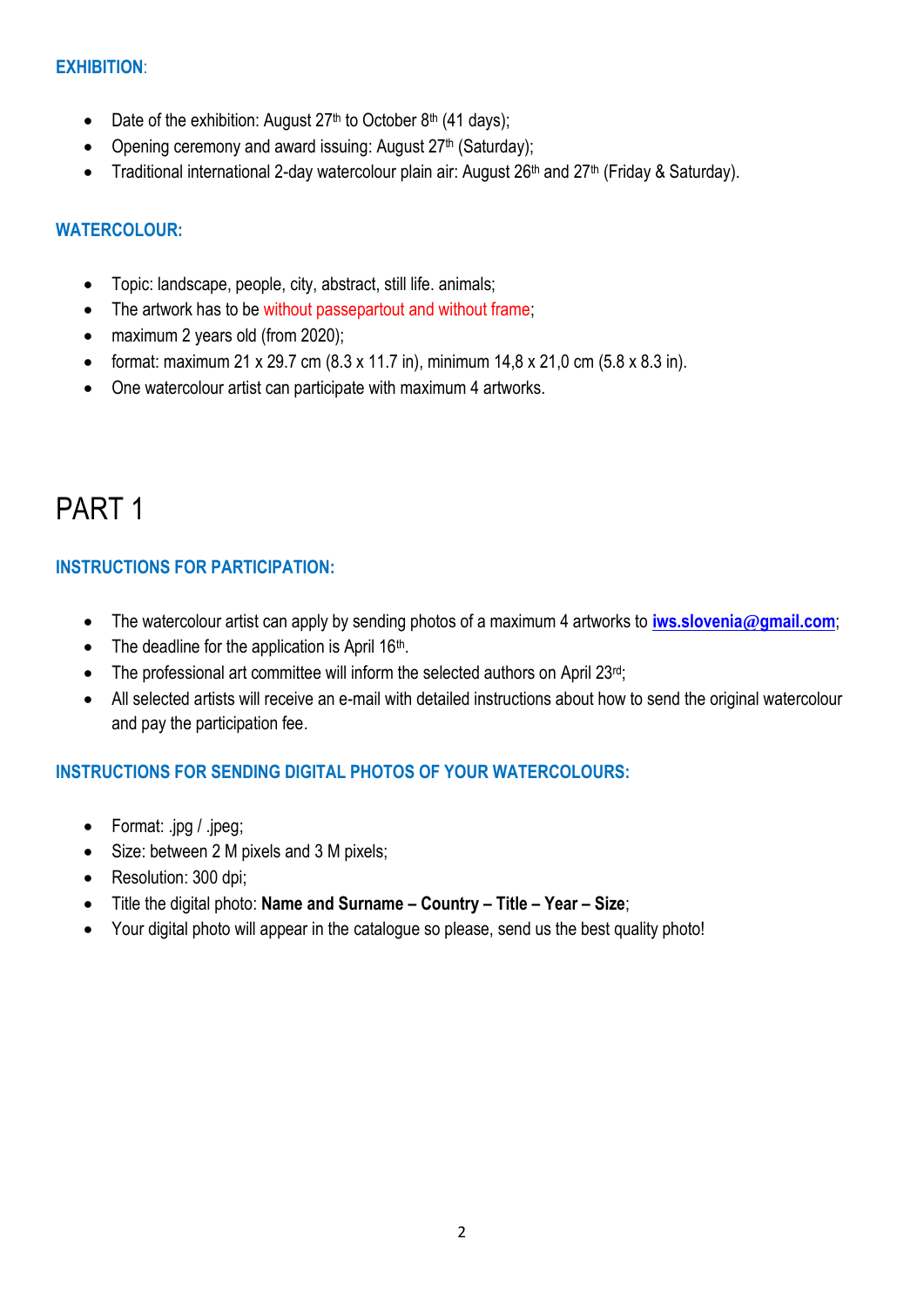**EXHIBITION**:

- Date of the exhibition: August 27th to October 8th (41 days);
- Opening ceremony and award issuing: August 27th (Saturday);
- Traditional international 2-day watercolour plain air: August 26th and 27th (Friday & Saturday).

**WATERCOLOUR:**

- Topic: landscape, people, city, abstract, still life. animals;
- The artwork has to be without passepartout and without frame;
- maximum 2 years old (from 2020);
- format: maximum 21 x 29.7 cm (8.3 x 11.7 in), minimum 14,8 x 21,0 cm (5.8 x 8.3 in).
- One watercolour artist can participate with maximum 4 artworks.

# PART 1

**INSTRUCTIONS FOR PARTICIPATION:**

- The watercolour artist can apply by sending photos of a maximum 4 artworks to **iws.slovenia@gmail.com**;
- The deadline for the application is April 16th.
- The professional art committee will inform the selected authors on April 23rd;
- All selected artists will receive an e-mail with detailed instructions about how to send the original watercolour and pay the participation fee.

**INSTRUCTIONS FOR SENDING DIGITAL PHOTOS OF YOUR WATERCOLOURS:**

- Format: .jpg / .jpeg;
- Size: between 2 M pixels and 3 M pixels;
- Resolution: 300 dpi;
- Title the digital photo: **Name and Surname – Country – Title – Year – Size**;
- Your digital photo will appear in the catalogue so please, send us the best quality photo!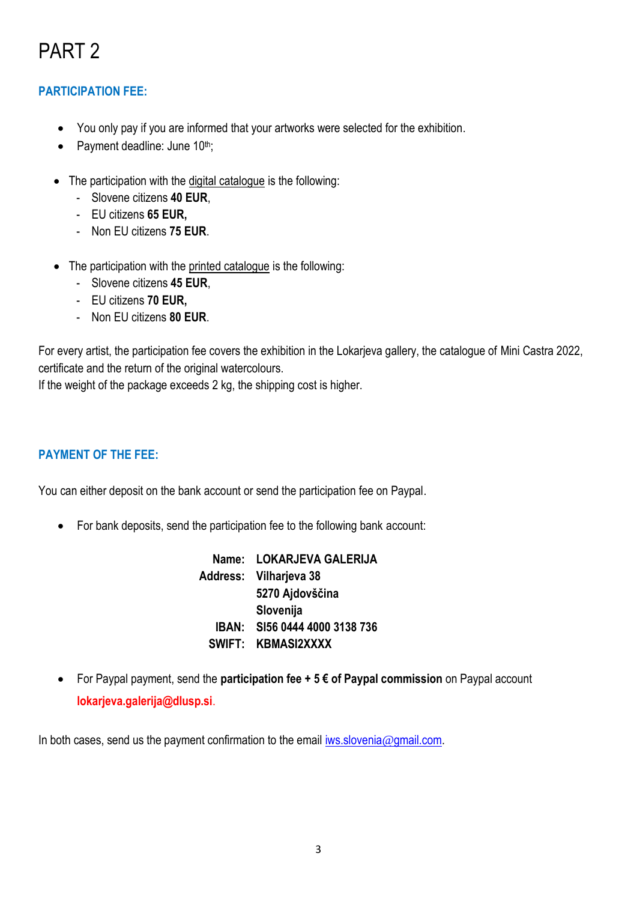# PART 2

## PARTICIPATION FEE:

- You only pay if you are informed that your artworks were selected for the exhibition.
- Payment deadline: June 10th;

- The participation with the digital catalogue is the following:
  - Slovene citizens **40 EUR**,
  - EU citizens **65 EUR,**
  - Non EU citizens **75 EUR**.

- The participation with the printed catalogue is the following:
  - Slovene citizens **45 EUR**,
  - EU citizens **70 EUR,**
  - Non EU citizens **80 EUR**.

For every artist, the participation fee covers the exhibition in the Lokarjeva gallery, the catalogue of Mini Castra 2022, certificate and the return of the original watercolours.
If the weight of the package exceeds 2 kg, the shipping cost is higher.

## PAYMENT OF THE FEE:

You can either deposit on the bank account or send the participation fee on Paypal.

- For bank deposits, send the participation fee to the following bank account:

**Name:** **LOKARJEVA GALERIJA**
**Address:** **Vilharjeva 38**
**5270 Ajdovščina**
**Slovenija**
**IBAN:** **SI56 0444 4000 3138 736**
**SWIFT:** **KBMASI2XXXX**

- For Paypal payment, send the **participation fee + 5 € of Paypal commission** on Paypal account **lokarjeva.galerija@dlusp.si**.

In both cases, send us the payment confirmation to the email iws.slovenia@gmail.com.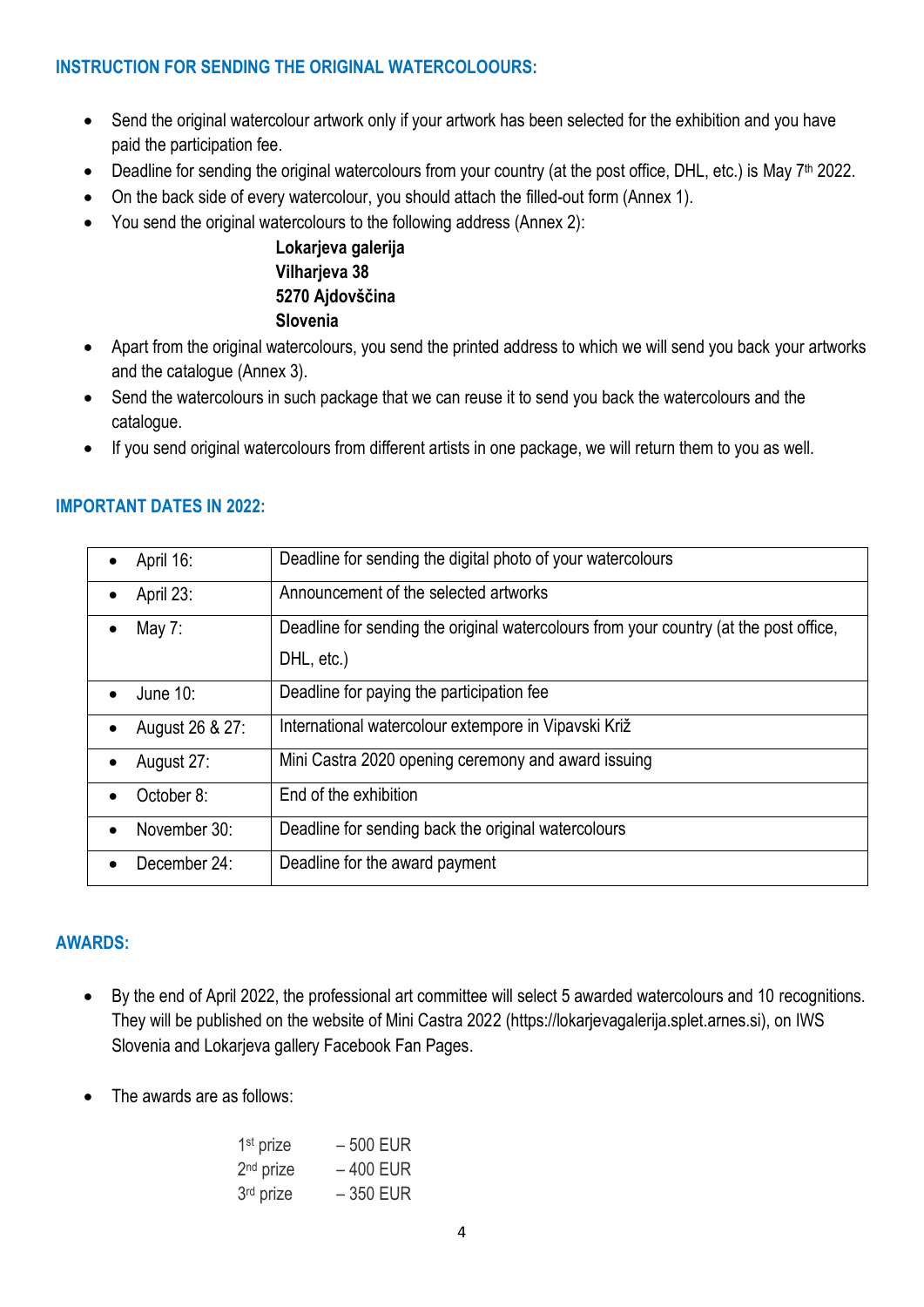## INSTRUCTION FOR SENDING THE ORIGINAL WATERCOLOOURS:

- Send the original watercolour artwork only if your artwork has been selected for the exhibition and you have paid the participation fee.
- Deadline for sending the original watercolours from your country (at the post office, DHL, etc.) is May 7th 2022.
- On the back side of every watercolour, you should attach the filled-out form (Annex 1).
- You send the original watercolours to the following address (Annex 2):

  **Lokarjeva galerija**
  **Vilharjeva 38**
  **5270 Ajdovščina**
  **Slovenia**

- Apart from the original watercolours, you send the printed address to which we will send you back your artworks and the catalogue (Annex 3).
- Send the watercolours in such package that we can reuse it to send you back the watercolours and the catalogue.
- If you send original watercolours from different artists in one package, we will return them to you as well.

## IMPORTANT DATES IN 2022:

| | |
|---|---|
| April 16: | Deadline for sending the digital photo of your watercolours |
| April 23: | Announcement of the selected artworks |
| May 7: | Deadline for sending the original watercolours from your country (at the post office, DHL, etc.) |
| June 10: | Deadline for paying the participation fee |
| August 26 & 27: | International watercolour extempore in Vipavski Križ |
| August 27: | Mini Castra 2020 opening ceremony and award issuing |
| October 8: | End of the exhibition |
| November 30: | Deadline for sending back the original watercolours |
| December 24: | Deadline for the award payment |

## AWARDS:

- By the end of April 2022, the professional art committee will select 5 awarded watercolours and 10 recognitions. They will be published on the website of Mini Castra 2022 (https://lokarjevagalerija.splet.arnes.si), on IWS Slovenia and Lokarjeva gallery Facebook Fan Pages.
- The awards are as follows:

  1st prize – 500 EUR
  2nd prize – 400 EUR
  3rd prize – 350 EUR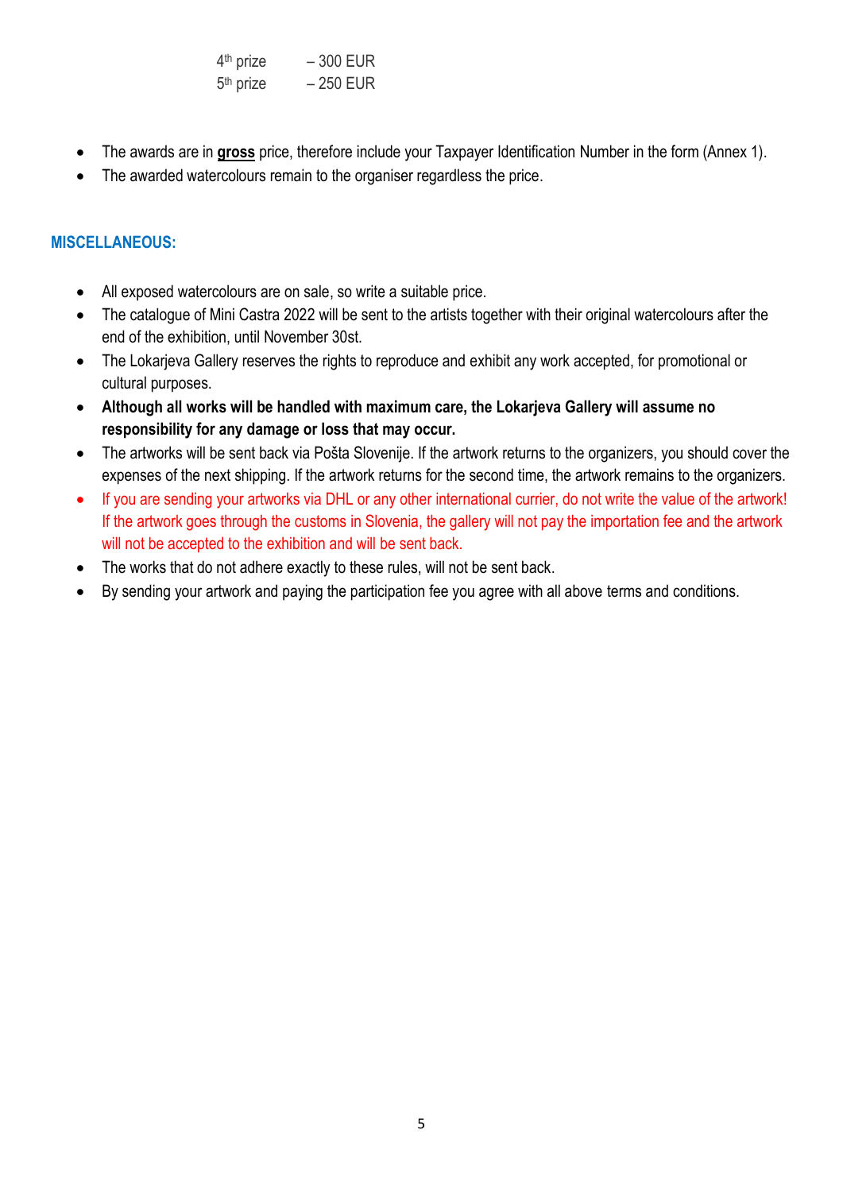4th prize – 300 EUR
5th prize – 250 EUR

- The awards are in **gross** price, therefore include your Taxpayer Identification Number in the form (Annex 1).
- The awarded watercolours remain to the organiser regardless the price.

## MISCELLANEOUS:

- All exposed watercolours are on sale, so write a suitable price.
- The catalogue of Mini Castra 2022 will be sent to the artists together with their original watercolours after the end of the exhibition, until November 30st.
- The Lokarjeva Gallery reserves the rights to reproduce and exhibit any work accepted, for promotional or cultural purposes.
- **Although all works will be handled with maximum care, the Lokarjeva Gallery will assume no responsibility for any damage or loss that may occur.**
- The artworks will be sent back via Pošta Slovenije. If the artwork returns to the organizers, you should cover the expenses of the next shipping. If the artwork returns for the second time, the artwork remains to the organizers.
- If you are sending your artworks via DHL or any other international currier, do not write the value of the artwork! If the artwork goes through the customs in Slovenia, the gallery will not pay the importation fee and the artwork will not be accepted to the exhibition and will be sent back.
- The works that do not adhere exactly to these rules, will not be sent back.
- By sending your artwork and paying the participation fee you agree with all above terms and conditions.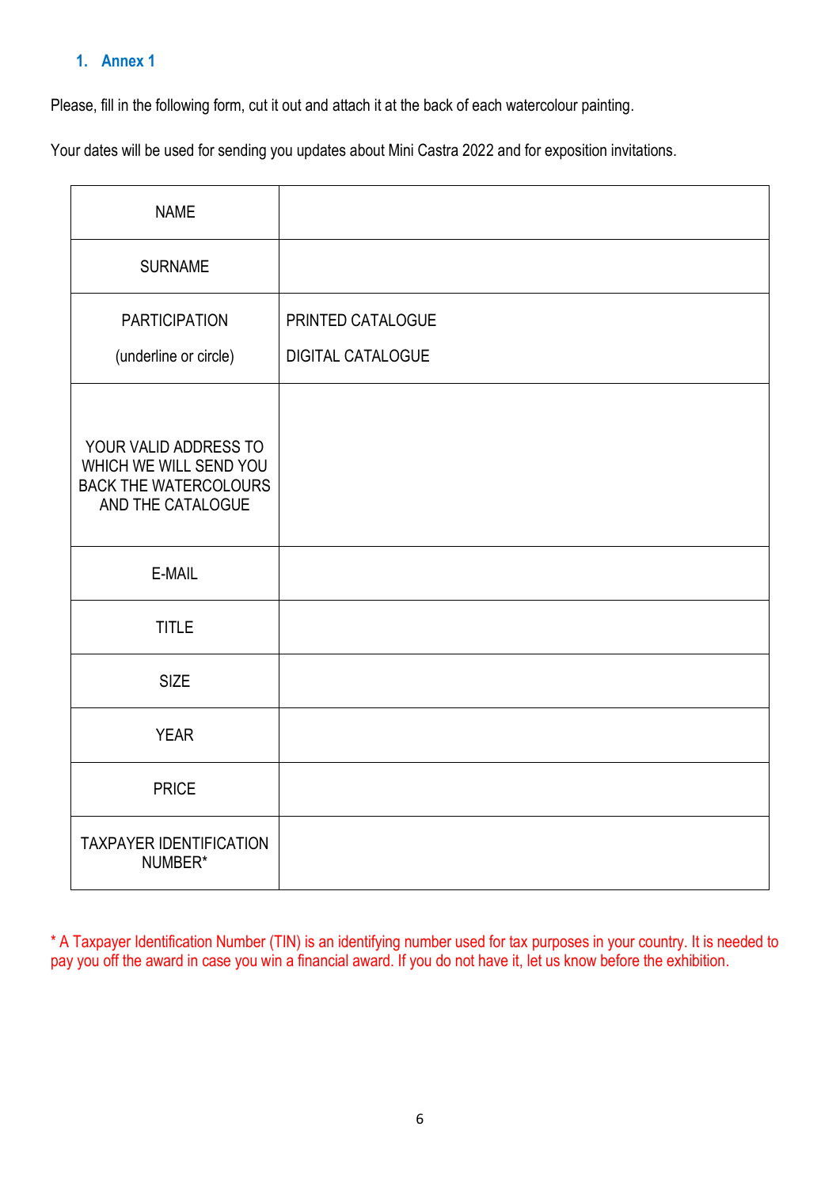## 1. Annex 1

Please, fill in the following form, cut it out and attach it at the back of each watercolour painting.

Your dates will be used for sending you updates about Mini Castra 2022 and for exposition invitations.

| | |
|---|---|
| NAME | |
| SURNAME | |
| PARTICIPATION (underline or circle) | PRINTED CATALOGUE<br>DIGITAL CATALOGUE |
| YOUR VALID ADDRESS TO WHICH WE WILL SEND YOU BACK THE WATERCOLOURS AND THE CATALOGUE | |
| E-MAIL | |
| TITLE | |
| SIZE | |
| YEAR | |
| PRICE | |
| TAXPAYER IDENTIFICATION NUMBER* | |

* A Taxpayer Identification Number (TIN) is an identifying number used for tax purposes in your country. It is needed to pay you off the award in case you win a financial award. If you do not have it, let us know before the exhibition.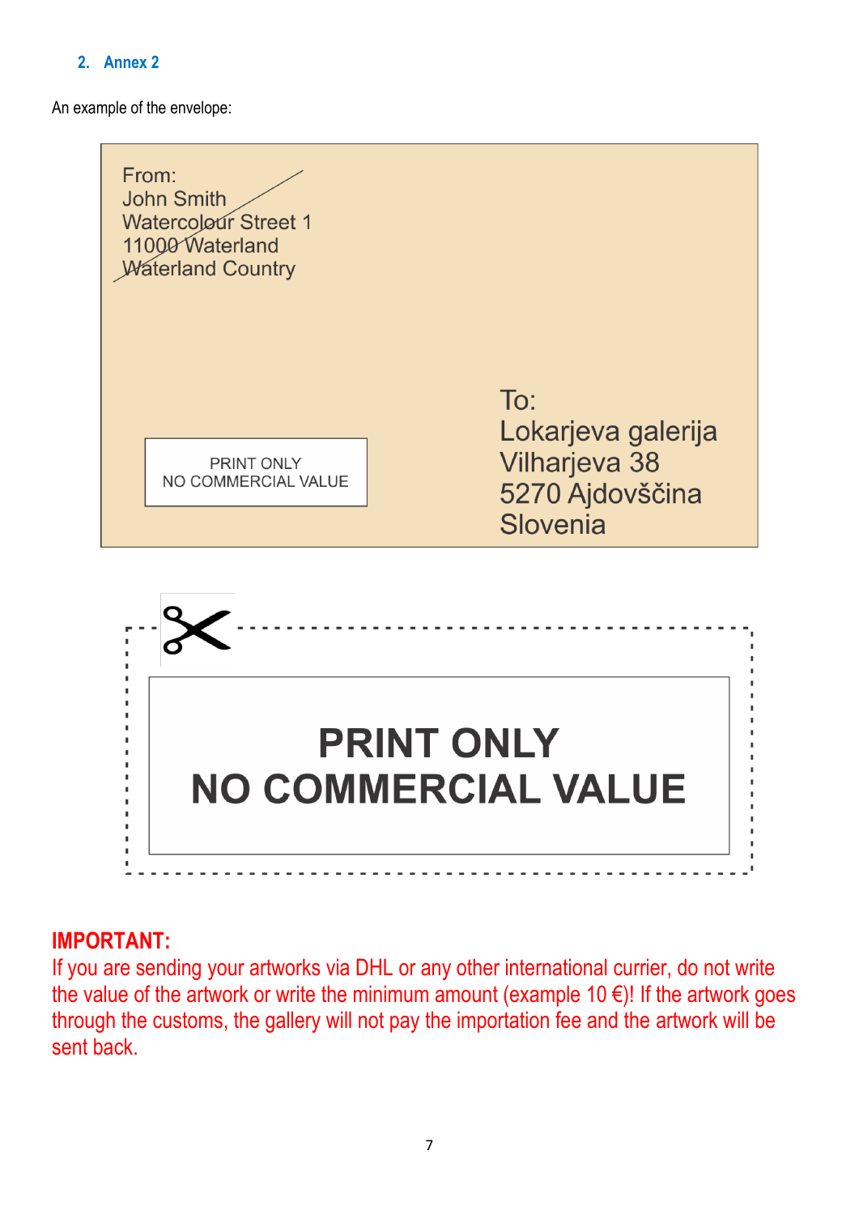## 2. Annex 2

An example of the envelope:

From:
John Smith
Watercolour Street 1
11000 Waterland
Waterland Country

PRINT ONLY
NO COMMERCIAL VALUE

To:
Lokarjeva galerija
Vilharjeva 38
5270 Ajdovščina
Slovenia

**PRINT ONLY**
**NO COMMERCIAL VALUE**

**IMPORTANT:**
If you are sending your artworks via DHL or any other international currier, do not write the value of the artwork or write the minimum amount (example 10 €)! If the artwork goes through the customs, the gallery will not pay the importation fee and the artwork will be sent back.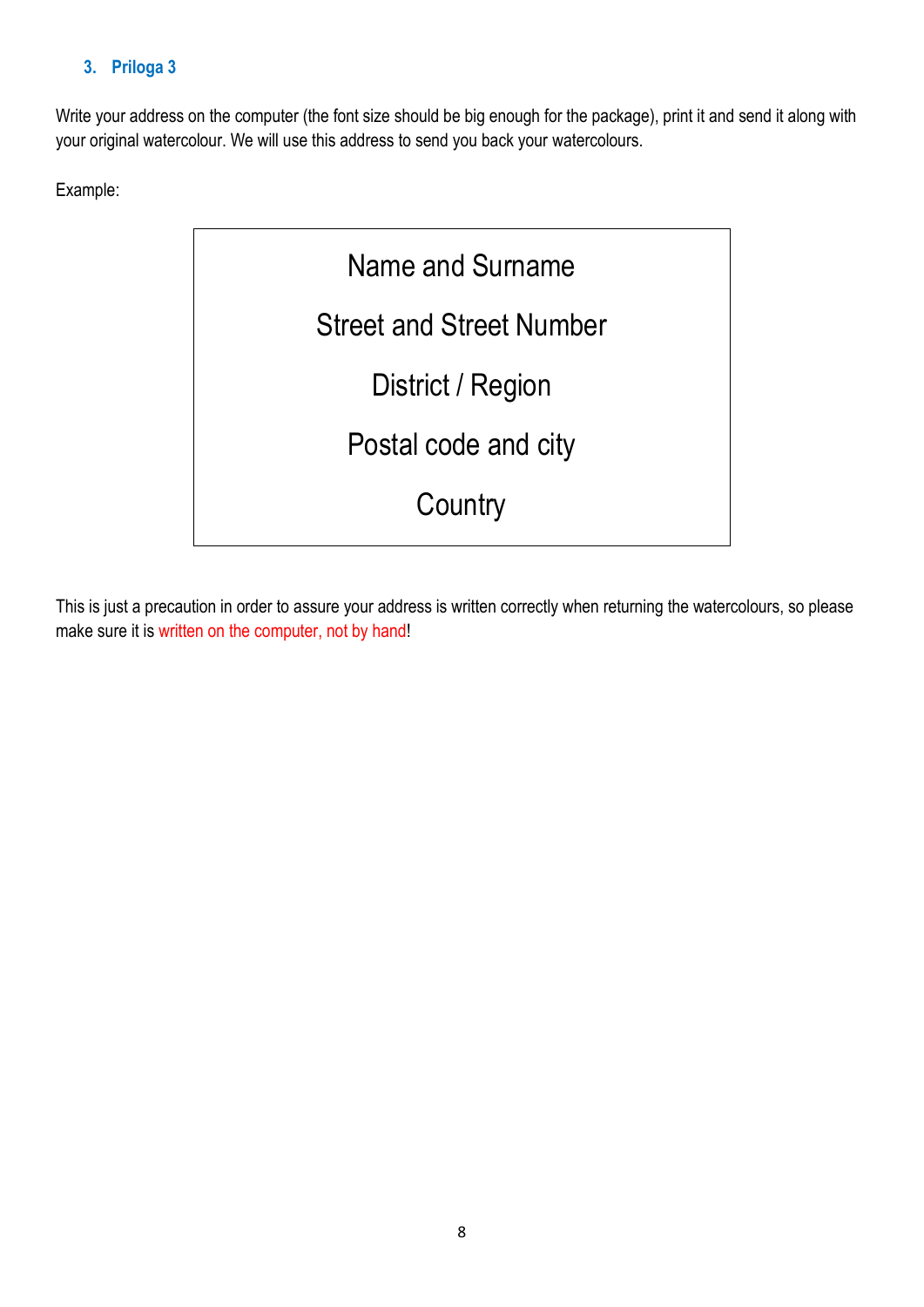## 3. Priloga 3

Write your address on the computer (the font size should be big enough for the package), print it and send it along with your original watercolour. We will use this address to send you back your watercolours.

Example:

| |
|---|
| Name and Surname |
| Street and Street Number |
| District / Region |
| Postal code and city |
| Country |

This is just a precaution in order to assure your address is written correctly when returning the watercolours, so please make sure it is written on the computer, not by hand!